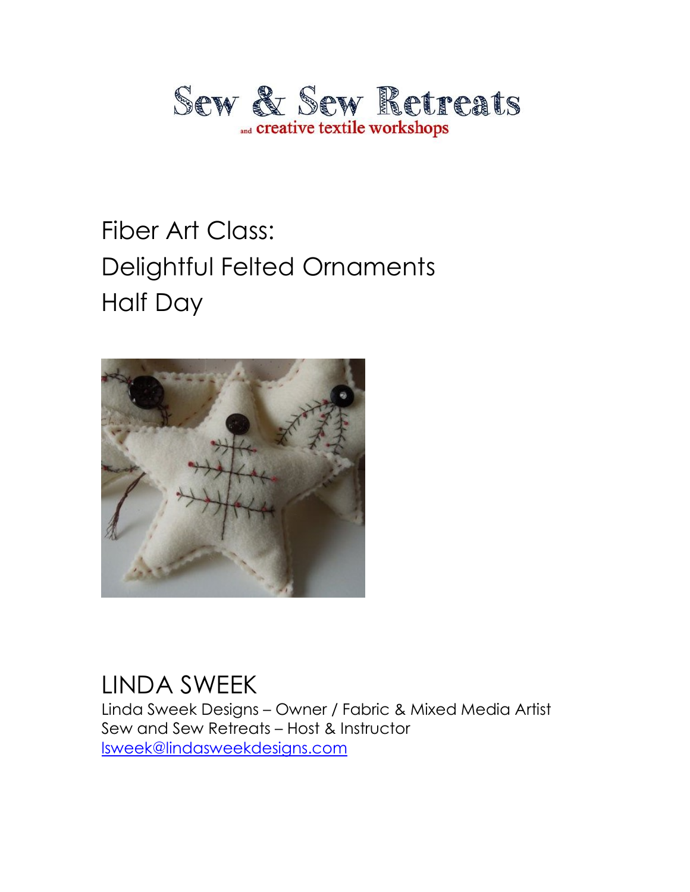# Sew & Sew Retreats

and creative textile workshops

# Fiber Art Class:
# Delightful Felted Ornaments
# Half Day

## LINDA SWEEK

Linda Sweek Designs – Owner / Fabric & Mixed Media Artist
Sew and Sew Retreats – Host & Instructor
[lsweek@lindasweekdesigns.com](mailto:lsweek@lindasweekdesigns.com)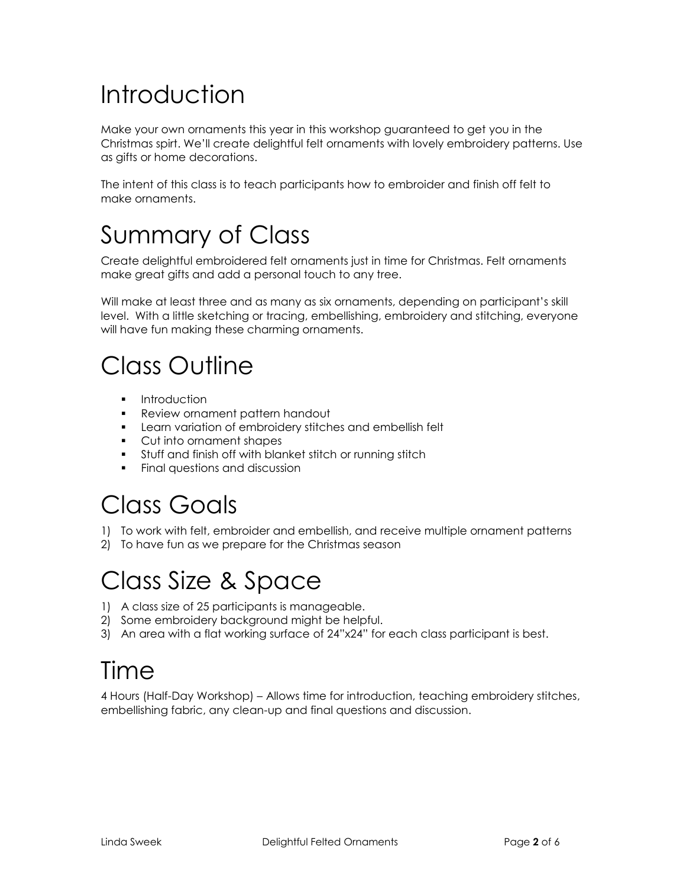# Introduction

Make your own ornaments this year in this workshop guaranteed to get you in the Christmas spirt. We'll create delightful felt ornaments with lovely embroidery patterns. Use as gifts or home decorations.

The intent of this class is to teach participants how to embroider and finish off felt to make ornaments.

# Summary of Class

Create delightful embroidered felt ornaments just in time for Christmas. Felt ornaments make great gifts and add a personal touch to any tree.

Will make at least three and as many as six ornaments, depending on participant's skill level. With a little sketching or tracing, embellishing, embroidery and stitching, everyone will have fun making these charming ornaments.

# Class Outline

- Introduction
- Review ornament pattern handout
- Learn variation of embroidery stitches and embellish felt
- Cut into ornament shapes
- Stuff and finish off with blanket stitch or running stitch
- Final questions and discussion

# Class Goals

1) To work with felt, embroider and embellish, and receive multiple ornament patterns
2) To have fun as we prepare for the Christmas season

# Class Size & Space

1) A class size of 25 participants is manageable.
2) Some embroidery background might be helpful.
3) An area with a flat working surface of 24"x24" for each class participant is best.

# Time

4 Hours (Half-Day Workshop) – Allows time for introduction, teaching embroidery stitches, embellishing fabric, any clean-up and final questions and discussion.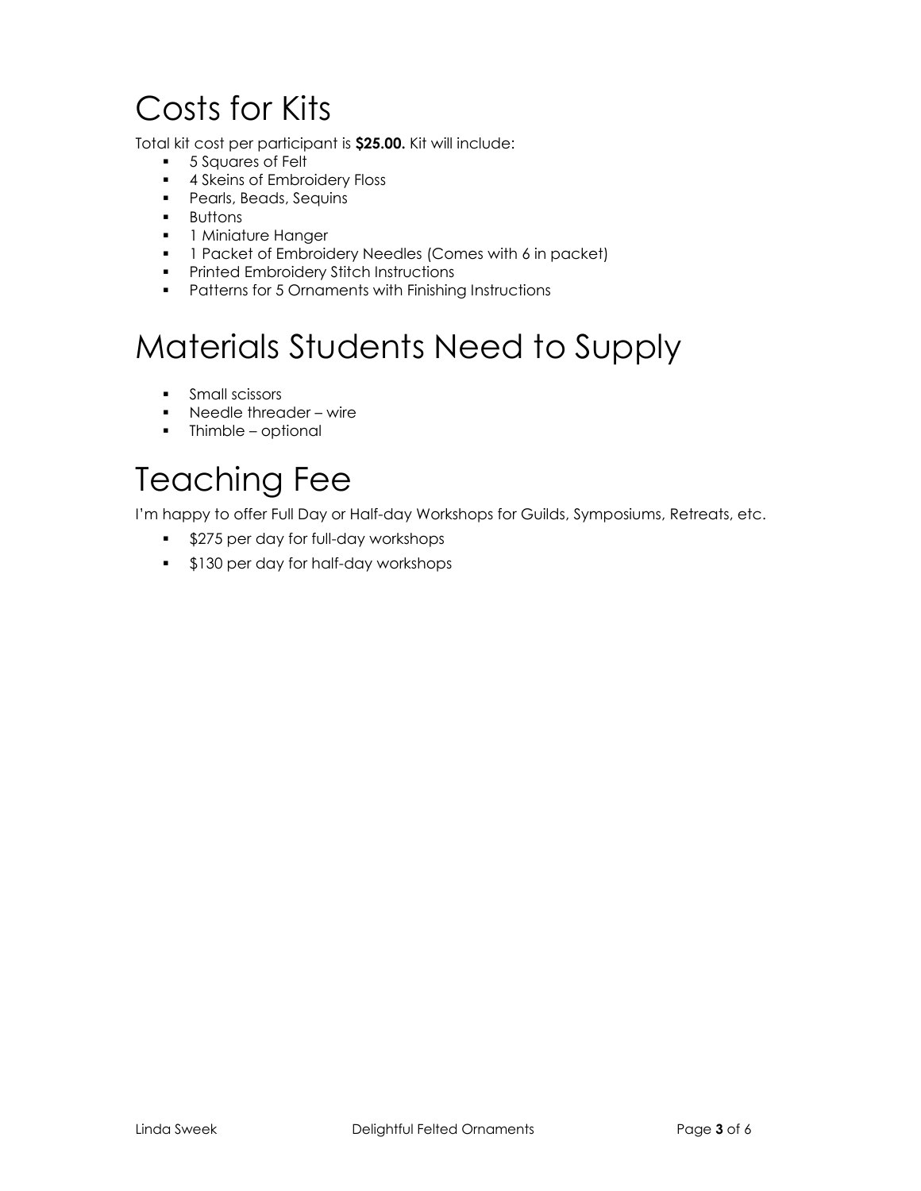# Costs for Kits

Total kit cost per participant is **$25.00.** Kit will include:

- 5 Squares of Felt
- 4 Skeins of Embroidery Floss
- Pearls, Beads, Sequins
- Buttons
- 1 Miniature Hanger
- 1 Packet of Embroidery Needles (Comes with 6 in packet)
- Printed Embroidery Stitch Instructions
- Patterns for 5 Ornaments with Finishing Instructions

# Materials Students Need to Supply

- Small scissors
- Needle threader – wire
- Thimble – optional

# Teaching Fee

I'm happy to offer Full Day or Half-day Workshops for Guilds, Symposiums, Retreats, etc.

- $275 per day for full-day workshops
- $130 per day for half-day workshops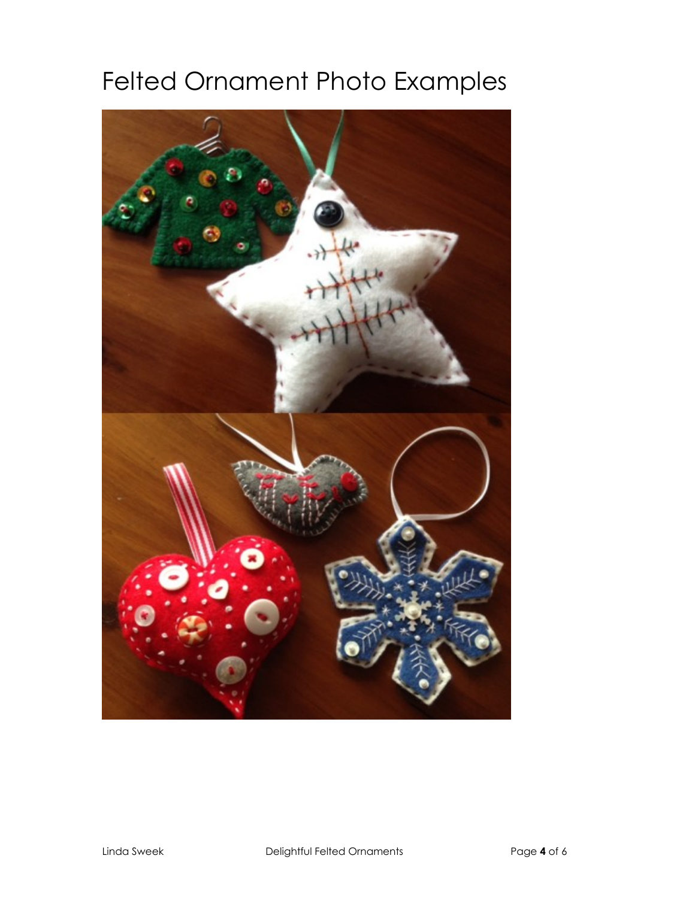# Felted Ornament Photo Examples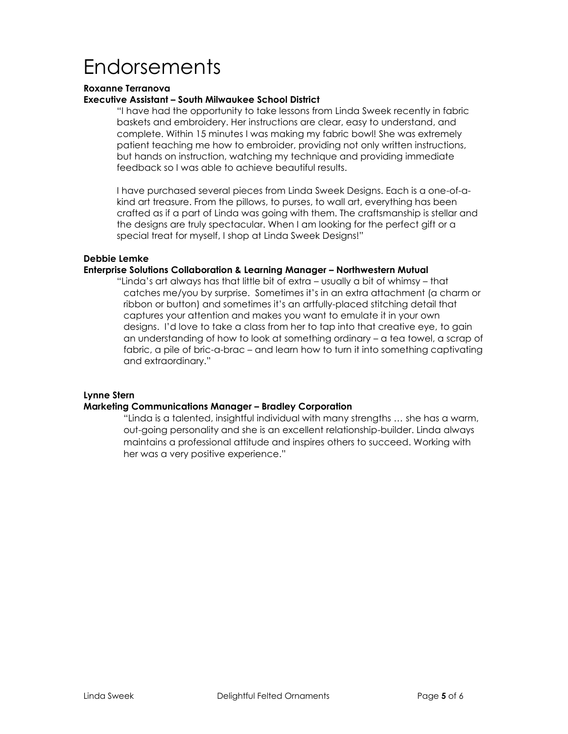# Endorsements

**Roxanne Terranova**
**Executive Assistant – South Milwaukee School District**

> "I have had the opportunity to take lessons from Linda Sweek recently in fabric baskets and embroidery. Her instructions are clear, easy to understand, and complete. Within 15 minutes I was making my fabric bowl! She was extremely patient teaching me how to embroider, providing not only written instructions, but hands on instruction, watching my technique and providing immediate feedback so I was able to achieve beautiful results.
>
> I have purchased several pieces from Linda Sweek Designs. Each is a one-of-a-kind art treasure. From the pillows, to purses, to wall art, everything has been crafted as if a part of Linda was going with them. The craftsmanship is stellar and the designs are truly spectacular. When I am looking for the perfect gift or a special treat for myself, I shop at Linda Sweek Designs!"

**Debbie Lemke**
**Enterprise Solutions Collaboration & Learning Manager – Northwestern Mutual**

> "Linda's art always has that little bit of extra – usually a bit of whimsy – that catches me/you by surprise. Sometimes it's in an extra attachment (a charm or ribbon or button) and sometimes it's an artfully-placed stitching detail that captures your attention and makes you want to emulate it in your own designs. I'd love to take a class from her to tap into that creative eye, to gain an understanding of how to look at something ordinary – a tea towel, a scrap of fabric, a pile of bric-a-brac – and learn how to turn it into something captivating and extraordinary."

**Lynne Stern**
**Marketing Communications Manager – Bradley Corporation**

> "Linda is a talented, insightful individual with many strengths … she has a warm, out-going personality and she is an excellent relationship-builder. Linda always maintains a professional attitude and inspires others to succeed. Working with her was a very positive experience."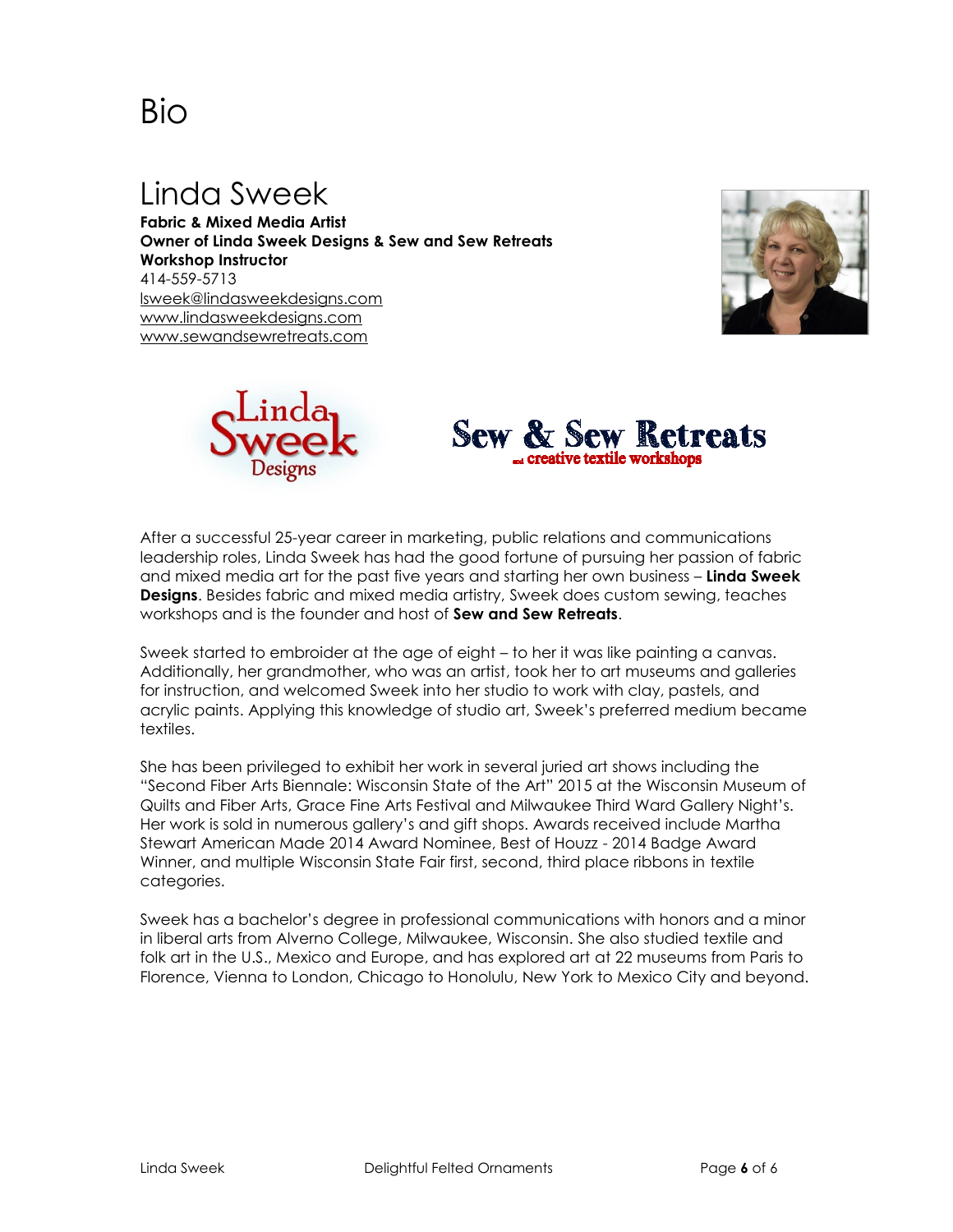# Bio

## Linda Sweek

**Fabric & Mixed Media Artist**
**Owner of Linda Sweek Designs & Sew and Sew Retreats**
**Workshop Instructor**
414-559-5713
lsweek@lindasweekdesigns.com
www.lindasweekdesigns.com
www.sewandsewretreats.com

After a successful 25-year career in marketing, public relations and communications leadership roles, Linda Sweek has had the good fortune of pursuing her passion of fabric and mixed media art for the past five years and starting her own business – **Linda Sweek Designs**. Besides fabric and mixed media artistry, Sweek does custom sewing, teaches workshops and is the founder and host of **Sew and Sew Retreats**.

Sweek started to embroider at the age of eight – to her it was like painting a canvas. Additionally, her grandmother, who was an artist, took her to art museums and galleries for instruction, and welcomed Sweek into her studio to work with clay, pastels, and acrylic paints. Applying this knowledge of studio art, Sweek's preferred medium became textiles.

She has been privileged to exhibit her work in several juried art shows including the "Second Fiber Arts Biennale: Wisconsin State of the Art" 2015 at the Wisconsin Museum of Quilts and Fiber Arts, Grace Fine Arts Festival and Milwaukee Third Ward Gallery Night's. Her work is sold in numerous gallery's and gift shops. Awards received include Martha Stewart American Made 2014 Award Nominee, Best of Houzz - 2014 Badge Award Winner, and multiple Wisconsin State Fair first, second, third place ribbons in textile categories.

Sweek has a bachelor's degree in professional communications with honors and a minor in liberal arts from Alverno College, Milwaukee, Wisconsin. She also studied textile and folk art in the U.S., Mexico and Europe, and has explored art at 22 museums from Paris to Florence, Vienna to London, Chicago to Honolulu, New York to Mexico City and beyond.